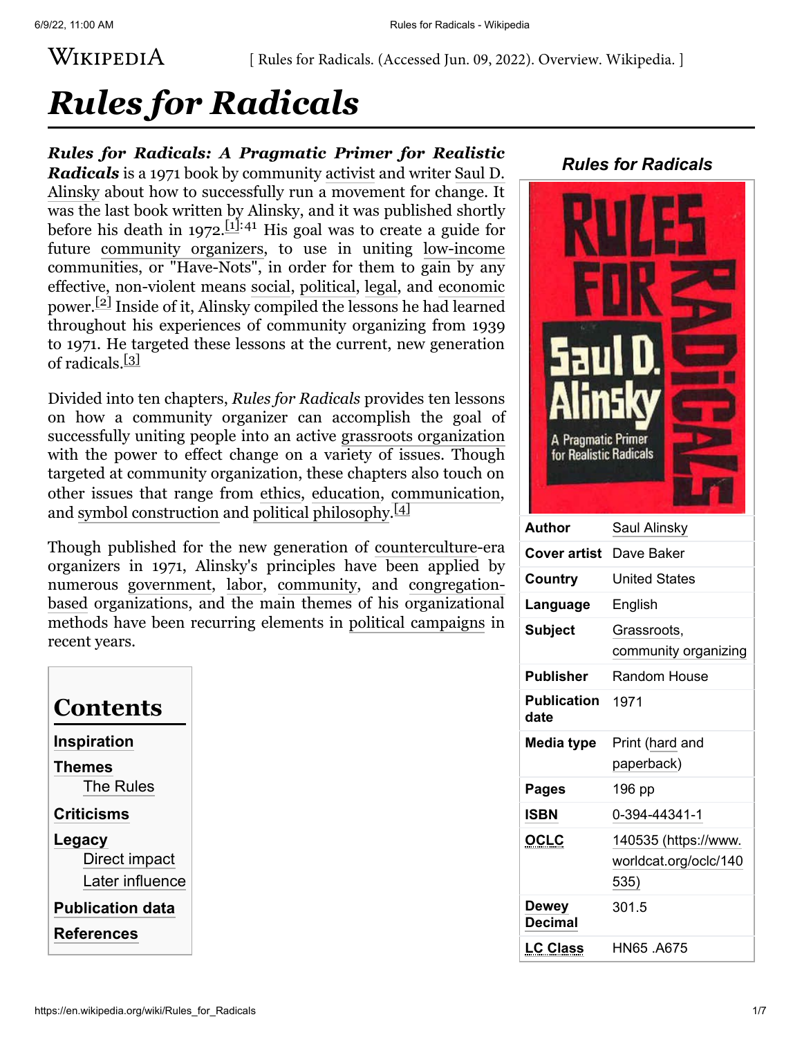[ Rules for Radicals. (Accessed Jun. 09, 2022). Overview. Wikipedia. ]

# *Rules for Radicals*

***Rules for Radicals: A Pragmatic Primer for Realistic Radicals*** is a 1971 book by community activist and writer Saul D. Alinsky about how to successfully run a movement for change. It was the last book written by Alinsky, and it was published shortly before his death in 1972.[1]:41 His goal was to create a guide for future community organizers, to use in uniting low-income communities, or "Have-Nots", in order for them to gain by any effective, non-violent means social, political, legal, and economic power.[2] Inside of it, Alinsky compiled the lessons he had learned throughout his experiences of community organizing from 1939 to 1971. He targeted these lessons at the current, new generation of radicals.[3]

Divided into ten chapters, *Rules for Radicals* provides ten lessons on how a community organizer can accomplish the goal of successfully uniting people into an active grassroots organization with the power to effect change on a variety of issues. Though targeted at community organization, these chapters also touch on other issues that range from ethics, education, communication, and symbol construction and political philosophy.[4]

Though published for the new generation of counterculture-era organizers in 1971, Alinsky's principles have been applied by numerous government, labor, community, and congregation-based organizations, and the main themes of his organizational methods have been recurring elements in political campaigns in recent years.

**Rules for Radicals**

| | |
|---|---|
| Author | Saul Alinsky |
| Cover artist | Dave Baker |
| Country | United States |
| Language | English |
| Subject | Grassroots, community organizing |
| Publisher | Random House |
| Publication date | 1971 |
| Media type | Print (hard and paperback) |
| Pages | 196 pp |
| ISBN | 0-394-44341-1 |
| OCLC | 140535 (https://www.worldcat.org/oclc/140535) |
| Dewey Decimal | 301.5 |
| LC Class | HN65 .A675 |

## Contents

- Inspiration
- Themes
  - The Rules
- Criticisms
- Legacy
  - Direct impact
  - Later influence
- Publication data
- References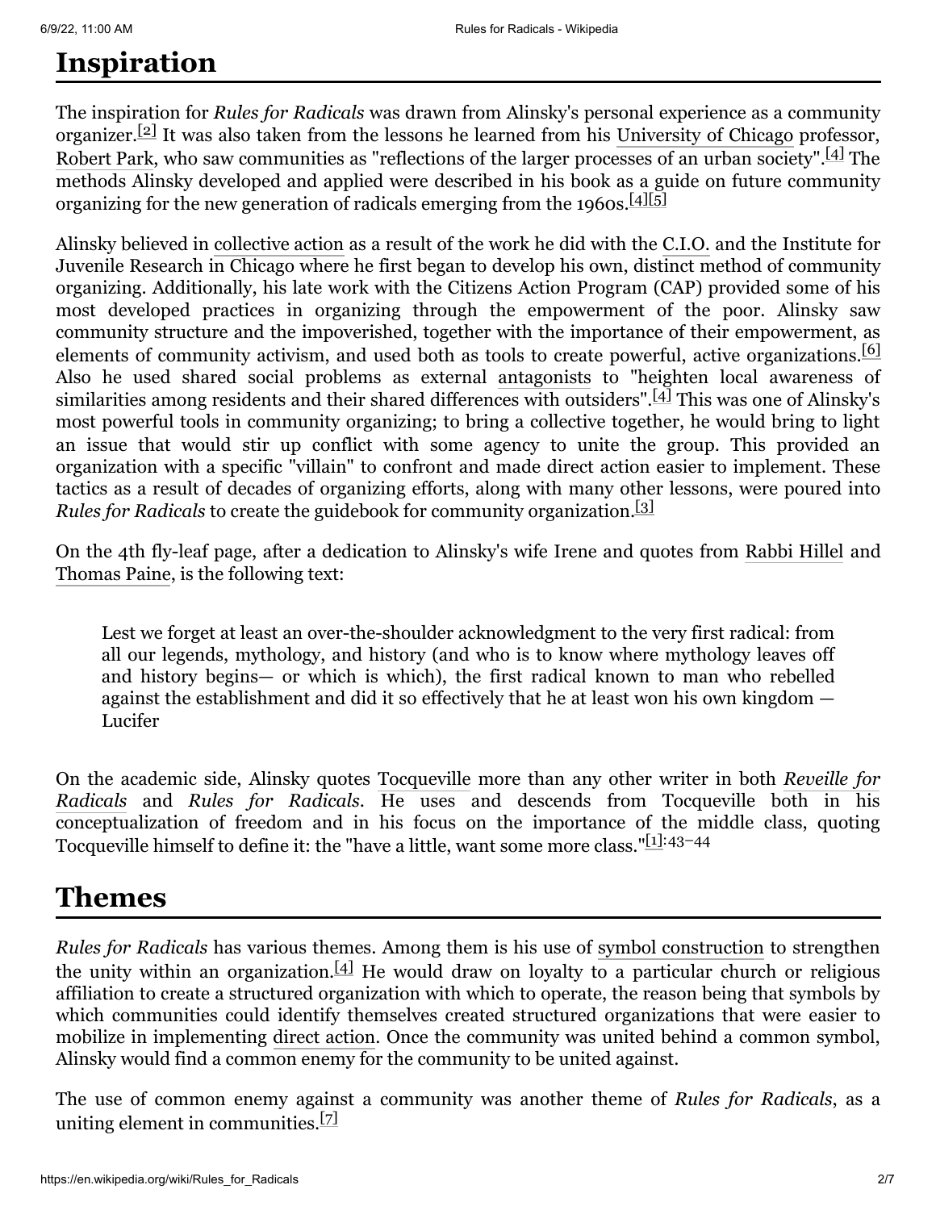## Inspiration

The inspiration for *Rules for Radicals* was drawn from Alinsky's personal experience as a community organizer.[2] It was also taken from the lessons he learned from his University of Chicago professor, Robert Park, who saw communities as "reflections of the larger processes of an urban society".[4] The methods Alinsky developed and applied were described in his book as a guide on future community organizing for the new generation of radicals emerging from the 1960s.[4][5]

Alinsky believed in collective action as a result of the work he did with the C.I.O. and the Institute for Juvenile Research in Chicago where he first began to develop his own, distinct method of community organizing. Additionally, his late work with the Citizens Action Program (CAP) provided some of his most developed practices in organizing through the empowerment of the poor. Alinsky saw community structure and the impoverished, together with the importance of their empowerment, as elements of community activism, and used both as tools to create powerful, active organizations.[6] Also he used shared social problems as external antagonists to "heighten local awareness of similarities among residents and their shared differences with outsiders".[4] This was one of Alinsky's most powerful tools in community organizing; to bring a collective together, he would bring to light an issue that would stir up conflict with some agency to unite the group. This provided an organization with a specific "villain" to confront and made direct action easier to implement. These tactics as a result of decades of organizing efforts, along with many other lessons, were poured into *Rules for Radicals* to create the guidebook for community organization.[3]

On the 4th fly-leaf page, after a dedication to Alinsky's wife Irene and quotes from Rabbi Hillel and Thomas Paine, is the following text:

> Lest we forget at least an over-the-shoulder acknowledgment to the very first radical: from all our legends, mythology, and history (and who is to know where mythology leaves off and history begins— or which is which), the first radical known to man who rebelled against the establishment and did it so effectively that he at least won his own kingdom — Lucifer

On the academic side, Alinsky quotes Tocqueville more than any other writer in both *Reveille for Radicals* and *Rules for Radicals*. He uses and descends from Tocqueville both in his conceptualization of freedom and in his focus on the importance of the middle class, quoting Tocqueville himself to define it: the "have a little, want some more class."[1]:43–44

## Themes

*Rules for Radicals* has various themes. Among them is his use of symbol construction to strengthen the unity within an organization.[4] He would draw on loyalty to a particular church or religious affiliation to create a structured organization with which to operate, the reason being that symbols by which communities could identify themselves created structured organizations that were easier to mobilize in implementing direct action. Once the community was united behind a common symbol, Alinsky would find a common enemy for the community to be united against.

The use of common enemy against a community was another theme of *Rules for Radicals*, as a uniting element in communities.[7]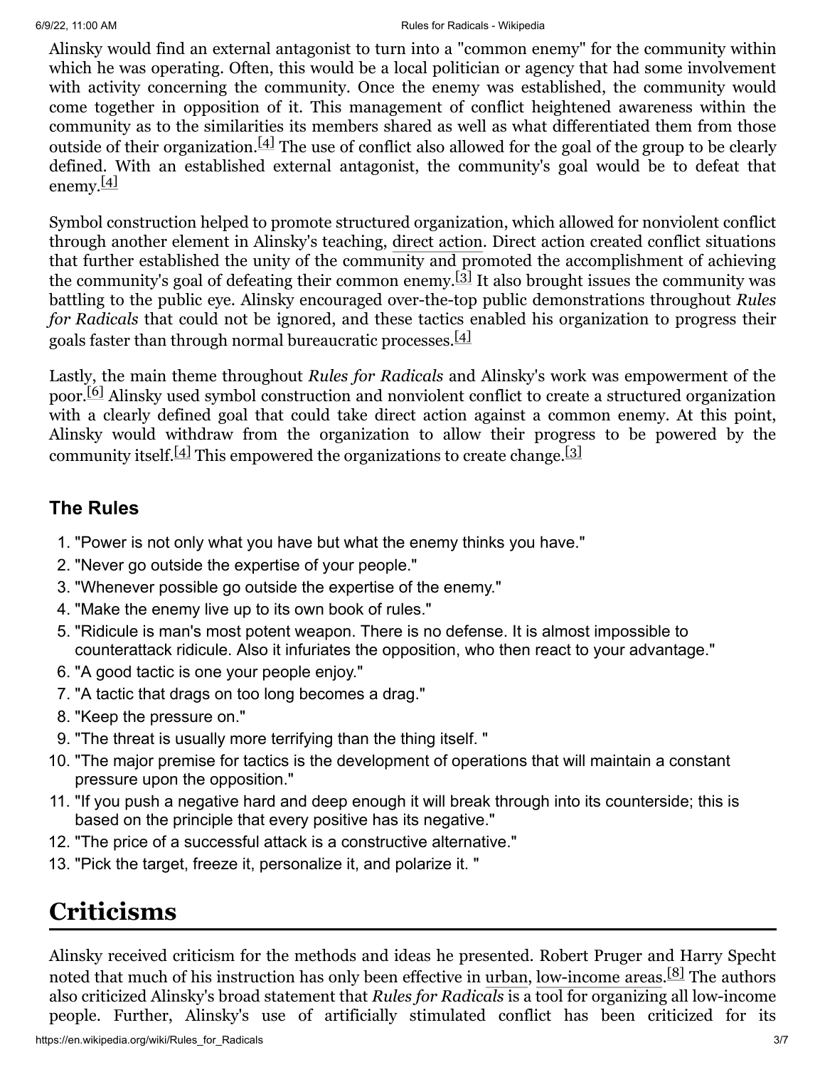Alinsky would find an external antagonist to turn into a "common enemy" for the community within which he was operating. Often, this would be a local politician or agency that had some involvement with activity concerning the community. Once the enemy was established, the community would come together in opposition of it. This management of conflict heightened awareness within the community as to the similarities its members shared as well as what differentiated them from those outside of their organization.[4] The use of conflict also allowed for the goal of the group to be clearly defined. With an established external antagonist, the community's goal would be to defeat that enemy.[4]

Symbol construction helped to promote structured organization, which allowed for nonviolent conflict through another element in Alinsky's teaching, direct action. Direct action created conflict situations that further established the unity of the community and promoted the accomplishment of achieving the community's goal of defeating their common enemy.[3] It also brought issues the community was battling to the public eye. Alinsky encouraged over-the-top public demonstrations throughout *Rules for Radicals* that could not be ignored, and these tactics enabled his organization to progress their goals faster than through normal bureaucratic processes.[4]

Lastly, the main theme throughout *Rules for Radicals* and Alinsky's work was empowerment of the poor.[6] Alinsky used symbol construction and nonviolent conflict to create a structured organization with a clearly defined goal that could take direct action against a common enemy. At this point, Alinsky would withdraw from the organization to allow their progress to be powered by the community itself.[4] This empowered the organizations to create change.[3]

### The Rules

1. "Power is not only what you have but what the enemy thinks you have."
2. "Never go outside the expertise of your people."
3. "Whenever possible go outside the expertise of the enemy."
4. "Make the enemy live up to its own book of rules."
5. "Ridicule is man's most potent weapon. There is no defense. It is almost impossible to counterattack ridicule. Also it infuriates the opposition, who then react to your advantage."
6. "A good tactic is one your people enjoy."
7. "A tactic that drags on too long becomes a drag."
8. "Keep the pressure on."
9. "The threat is usually more terrifying than the thing itself. "
10. "The major premise for tactics is the development of operations that will maintain a constant pressure upon the opposition."
11. "If you push a negative hard and deep enough it will break through into its counterside; this is based on the principle that every positive has its negative."
12. "The price of a successful attack is a constructive alternative."
13. "Pick the target, freeze it, personalize it, and polarize it. "

## Criticisms

Alinsky received criticism for the methods and ideas he presented. Robert Pruger and Harry Specht noted that much of his instruction has only been effective in urban, low-income areas.[8] The authors also criticized Alinsky's broad statement that *Rules for Radicals* is a tool for organizing all low-income people. Further, Alinsky's use of artificially stimulated conflict has been criticized for its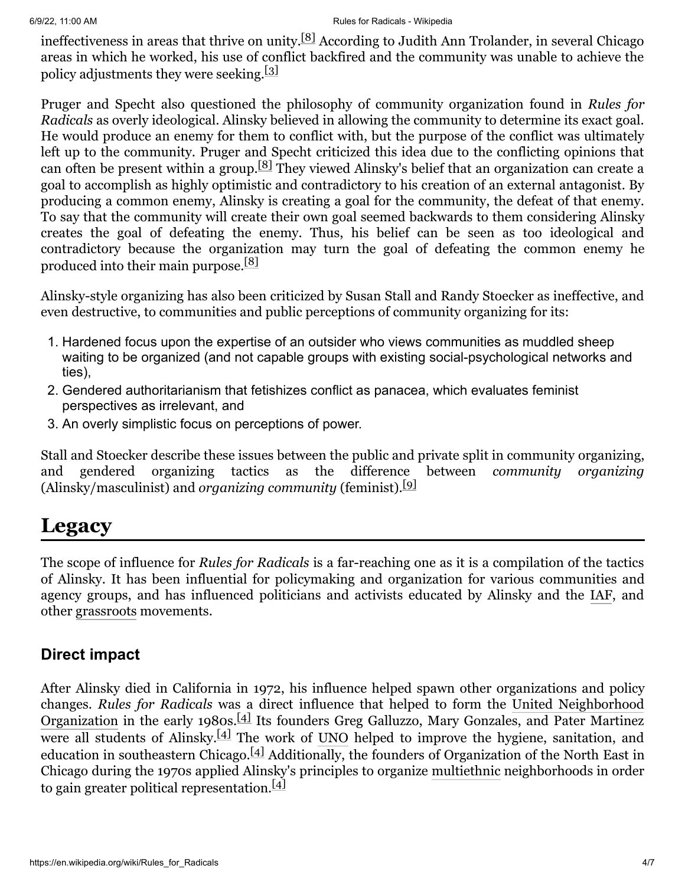ineffectiveness in areas that thrive on unity.[8] According to Judith Ann Trolander, in several Chicago areas in which he worked, his use of conflict backfired and the community was unable to achieve the policy adjustments they were seeking.[3]

Pruger and Specht also questioned the philosophy of community organization found in *Rules for Radicals* as overly ideological. Alinsky believed in allowing the community to determine its exact goal. He would produce an enemy for them to conflict with, but the purpose of the conflict was ultimately left up to the community. Pruger and Specht criticized this idea due to the conflicting opinions that can often be present within a group.[8] They viewed Alinsky's belief that an organization can create a goal to accomplish as highly optimistic and contradictory to his creation of an external antagonist. By producing a common enemy, Alinsky is creating a goal for the community, the defeat of that enemy. To say that the community will create their own goal seemed backwards to them considering Alinsky creates the goal of defeating the enemy. Thus, his belief can be seen as too ideological and contradictory because the organization may turn the goal of defeating the common enemy he produced into their main purpose.[8]

Alinsky-style organizing has also been criticized by Susan Stall and Randy Stoecker as ineffective, and even destructive, to communities and public perceptions of community organizing for its:

1. Hardened focus upon the expertise of an outsider who views communities as muddled sheep waiting to be organized (and not capable groups with existing social-psychological networks and ties),
2. Gendered authoritarianism that fetishizes conflict as panacea, which evaluates feminist perspectives as irrelevant, and
3. An overly simplistic focus on perceptions of power.

Stall and Stoecker describe these issues between the public and private split in community organizing, and gendered organizing tactics as the difference between *community organizing* (Alinsky/masculinist) and *organizing community* (feminist).[9]

# Legacy

The scope of influence for *Rules for Radicals* is a far-reaching one as it is a compilation of the tactics of Alinsky. It has been influential for policymaking and organization for various communities and agency groups, and has influenced politicians and activists educated by Alinsky and the IAF, and other grassroots movements.

## Direct impact

After Alinsky died in California in 1972, his influence helped spawn other organizations and policy changes. *Rules for Radicals* was a direct influence that helped to form the United Neighborhood Organization in the early 1980s.[4] Its founders Greg Galluzzo, Mary Gonzales, and Pater Martinez were all students of Alinsky.[4] The work of UNO helped to improve the hygiene, sanitation, and education in southeastern Chicago.[4] Additionally, the founders of Organization of the North East in Chicago during the 1970s applied Alinsky's principles to organize multiethnic neighborhoods in order to gain greater political representation.[4]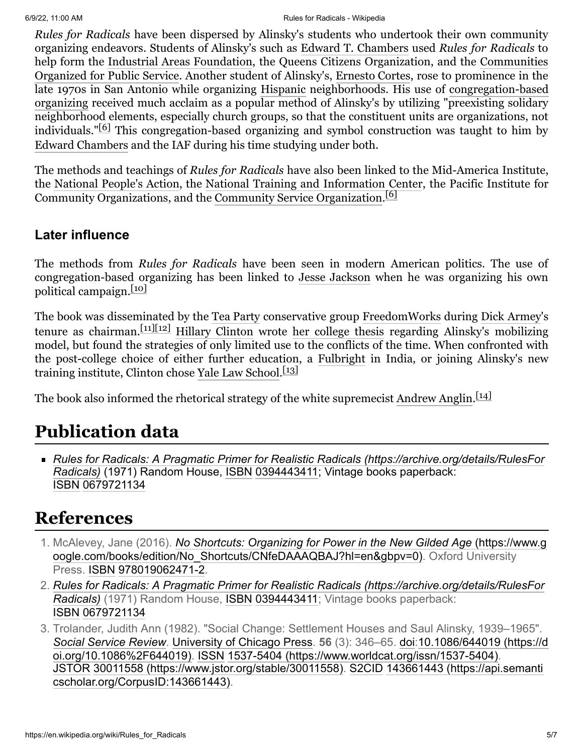*Rules for Radicals* have been dispersed by Alinsky's students who undertook their own community organizing endeavors. Students of Alinsky's such as Edward T. Chambers used *Rules for Radicals* to help form the Industrial Areas Foundation, the Queens Citizens Organization, and the Communities Organized for Public Service. Another student of Alinsky's, Ernesto Cortes, rose to prominence in the late 1970s in San Antonio while organizing Hispanic neighborhoods. His use of congregation-based organizing received much acclaim as a popular method of Alinsky's by utilizing "preexisting solidary neighborhood elements, especially church groups, so that the constituent units are organizations, not individuals."[6] This congregation-based organizing and symbol construction was taught to him by Edward Chambers and the IAF during his time studying under both.

The methods and teachings of *Rules for Radicals* have also been linked to the Mid-America Institute, the National People's Action, the National Training and Information Center, the Pacific Institute for Community Organizations, and the Community Service Organization.[6]

### Later influence

The methods from *Rules for Radicals* have been seen in modern American politics. The use of congregation-based organizing has been linked to Jesse Jackson when he was organizing his own political campaign.[10]

The book was disseminated by the Tea Party conservative group FreedomWorks during Dick Armey's tenure as chairman.[11][12] Hillary Clinton wrote her college thesis regarding Alinsky's mobilizing model, but found the strategies of only limited use to the conflicts of the time. When confronted with the post-college choice of either further education, a Fulbright in India, or joining Alinsky's new training institute, Clinton chose Yale Law School.[13]

The book also informed the rhetorical strategy of the white supremecist Andrew Anglin.[14]

# Publication data

- *Rules for Radicals: A Pragmatic Primer for Realistic Radicals* (https://archive.org/details/RulesForRadicals) (1971) Random House, ISBN 0394443411; Vintage books paperback: ISBN 0679721134

# References

1. McAlevey, Jane (2016). *No Shortcuts: Organizing for Power in the New Gilded Age* (https://www.google.com/books/edition/No_Shortcuts/CNfeDAAAQBAJ?hl=en&gbpv=0). Oxford University Press. ISBN 978019062471-2.
2. *Rules for Radicals: A Pragmatic Primer for Realistic Radicals* (https://archive.org/details/RulesForRadicals) (1971) Random House, ISBN 0394443411; Vintage books paperback: ISBN 0679721134
3. Trolander, Judith Ann (1982). "Social Change: Settlement Houses and Saul Alinsky, 1939–1965". *Social Service Review*. University of Chicago Press. **56** (3): 346–65. doi:10.1086/644019 (https://doi.org/10.1086%2F644019). ISSN 1537-5404 (https://www.worldcat.org/issn/1537-5404). JSTOR 30011558 (https://www.jstor.org/stable/30011558). S2CID 143661443 (https://api.semanticscholar.org/CorpusID:143661443).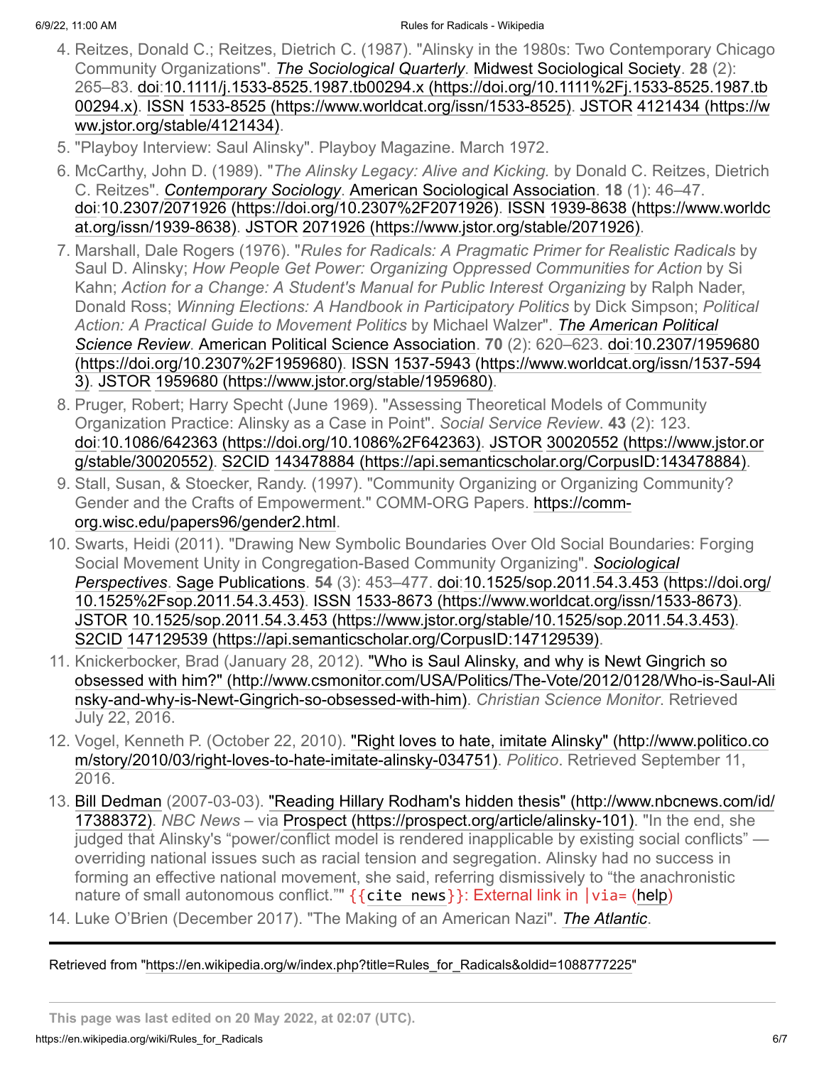4. Reitzes, Donald C.; Reitzes, Dietrich C. (1987). "Alinsky in the 1980s: Two Contemporary Chicago Community Organizations". *The Sociological Quarterly*. Midwest Sociological Society. **28** (2): 265–83. doi:10.1111/j.1533-8525.1987.tb00294.x (https://doi.org/10.1111%2Fj.1533-8525.1987.tb00294.x). ISSN 1533-8525 (https://www.worldcat.org/issn/1533-8525). JSTOR 4121434 (https://www.jstor.org/stable/4121434).
5. "Playboy Interview: Saul Alinsky". Playboy Magazine. March 1972.
6. McCarthy, John D. (1989). "*The Alinsky Legacy: Alive and Kicking.* by Donald C. Reitzes, Dietrich C. Reitzes". *Contemporary Sociology*. American Sociological Association. **18** (1): 46–47. doi:10.2307/2071926 (https://doi.org/10.2307%2F2071926). ISSN 1939-8638 (https://www.worldcat.org/issn/1939-8638). JSTOR 2071926 (https://www.jstor.org/stable/2071926).
7. Marshall, Dale Rogers (1976). "*Rules for Radicals: A Pragmatic Primer for Realistic Radicals* by Saul D. Alinsky; *How People Get Power: Organizing Oppressed Communities for Action* by Si Kahn; *Action for a Change: A Student's Manual for Public Interest Organizing* by Ralph Nader, Donald Ross; *Winning Elections: A Handbook in Participatory Politics* by Dick Simpson; *Political Action: A Practical Guide to Movement Politics* by Michael Walzer". *The American Political Science Review*. American Political Science Association. **70** (2): 620–623. doi:10.2307/1959680 (https://doi.org/10.2307%2F1959680). ISSN 1537-5943 (https://www.worldcat.org/issn/1537-5943). JSTOR 1959680 (https://www.jstor.org/stable/1959680).
8. Pruger, Robert; Harry Specht (June 1969). "Assessing Theoretical Models of Community Organization Practice: Alinsky as a Case in Point". *Social Service Review*. **43** (2): 123. doi:10.1086/642363 (https://doi.org/10.1086%2F642363). JSTOR 30020552 (https://www.jstor.org/stable/30020552). S2CID 143478884 (https://api.semanticscholar.org/CorpusID:143478884).
9. Stall, Susan, & Stoecker, Randy. (1997). "Community Organizing or Organizing Community? Gender and the Crafts of Empowerment." COMM-ORG Papers. https://comm-org.wisc.edu/papers96/gender2.html.
10. Swarts, Heidi (2011). "Drawing New Symbolic Boundaries Over Old Social Boundaries: Forging Social Movement Unity in Congregation-Based Community Organizing". *Sociological Perspectives*. Sage Publications. **54** (3): 453–477. doi:10.1525/sop.2011.54.3.453 (https://doi.org/10.1525%2Fsop.2011.54.3.453). ISSN 1533-8673 (https://www.worldcat.org/issn/1533-8673). JSTOR 10.1525/sop.2011.54.3.453 (https://www.jstor.org/stable/10.1525/sop.2011.54.3.453). S2CID 147129539 (https://api.semanticscholar.org/CorpusID:147129539).
11. Knickerbocker, Brad (January 28, 2012). "Who is Saul Alinsky, and why is Newt Gingrich so obsessed with him?" (http://www.csmonitor.com/USA/Politics/The-Vote/2012/0128/Who-is-Saul-Alinsky-and-why-is-Newt-Gingrich-so-obsessed-with-him). *Christian Science Monitor*. Retrieved July 22, 2016.
12. Vogel, Kenneth P. (October 22, 2010). "Right loves to hate, imitate Alinsky" (http://www.politico.com/story/2010/03/right-loves-to-hate-imitate-alinsky-034751). *Politico*. Retrieved September 11, 2016.
13. Bill Dedman (2007-03-03). "Reading Hillary Rodham's hidden thesis" (http://www.nbcnews.com/id/17388372). *NBC News* – via Prospect (https://prospect.org/article/alinsky-101). "In the end, she judged that Alinsky's "power/conflict model is rendered inapplicable by existing social conflicts" — overriding national issues such as racial tension and segregation. Alinsky had no success in forming an effective national movement, she said, referring dismissively to "the anachronistic nature of small autonomous conflict."" {{cite news}}: External link in |via= (help)
14. Luke O'Brien (December 2017). "The Making of an American Nazi". *The Atlantic*.

Retrieved from "https://en.wikipedia.org/w/index.php?title=Rules_for_Radicals&oldid=1088777225"

**This page was last edited on 20 May 2022, at 02:07 (UTC).**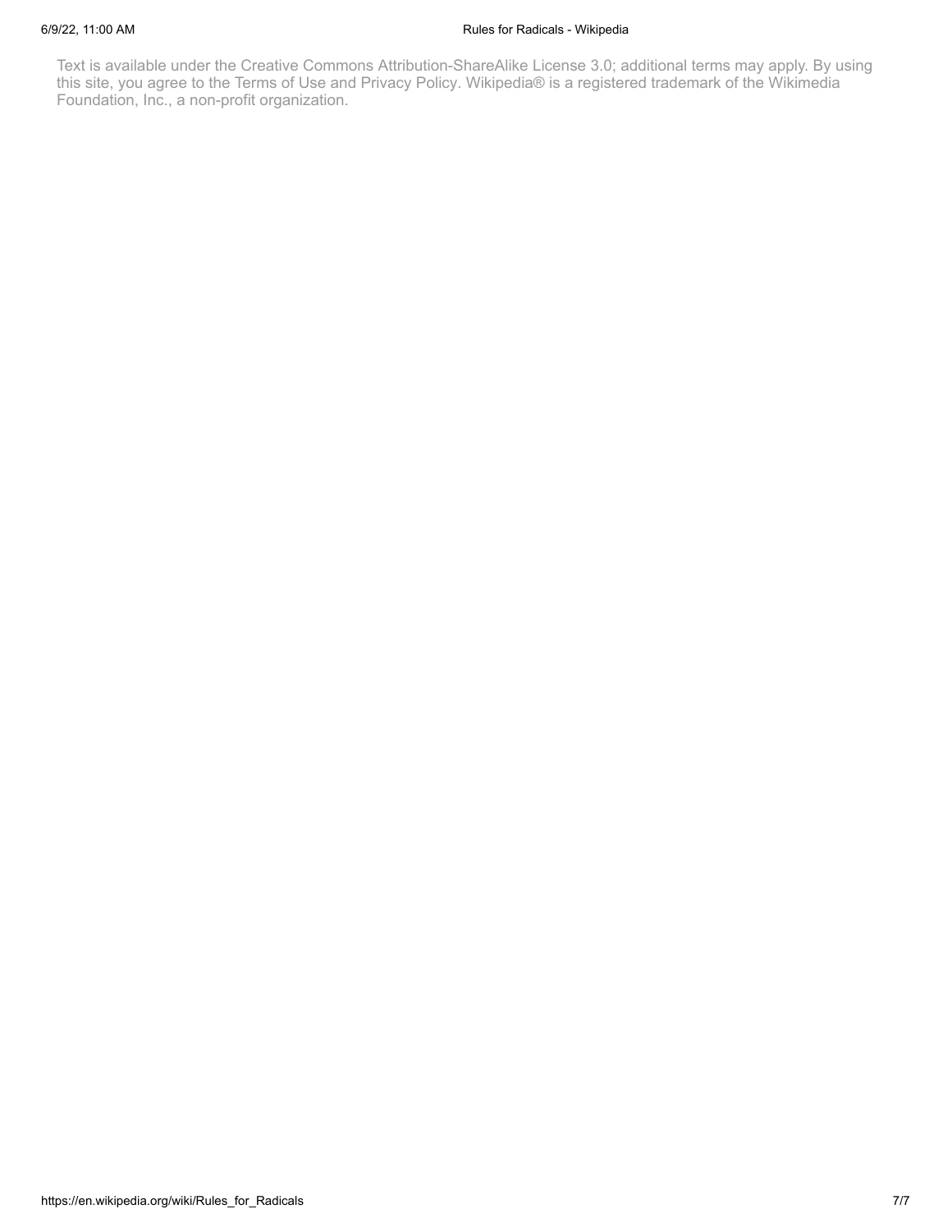Text is available under the Creative Commons Attribution-ShareAlike License 3.0; additional terms may apply. By using this site, you agree to the Terms of Use and Privacy Policy. Wikipedia® is a registered trademark of the Wikimedia Foundation, Inc., a non-profit organization.